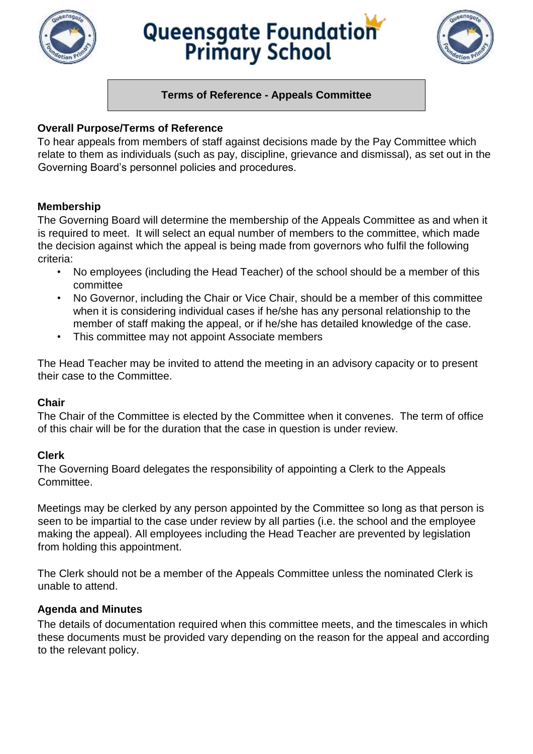# Queensgate Foundation Primary School

## Terms of Reference - Appeals Committee

**Overall Purpose/Terms of Reference**

To hear appeals from members of staff against decisions made by the Pay Committee which relate to them as individuals (such as pay, discipline, grievance and dismissal), as set out in the Governing Board's personnel policies and procedures.

**Membership**

The Governing Board will determine the membership of the Appeals Committee as and when it is required to meet. It will select an equal number of members to the committee, which made the decision against which the appeal is being made from governors who fulfil the following criteria:

- No employees (including the Head Teacher) of the school should be a member of this committee
- No Governor, including the Chair or Vice Chair, should be a member of this committee when it is considering individual cases if he/she has any personal relationship to the member of staff making the appeal, or if he/she has detailed knowledge of the case.
- This committee may not appoint Associate members

The Head Teacher may be invited to attend the meeting in an advisory capacity or to present their case to the Committee.

**Chair**

The Chair of the Committee is elected by the Committee when it convenes. The term of office of this chair will be for the duration that the case in question is under review.

**Clerk**

The Governing Board delegates the responsibility of appointing a Clerk to the Appeals Committee.

Meetings may be clerked by any person appointed by the Committee so long as that person is seen to be impartial to the case under review by all parties (i.e. the school and the employee making the appeal). All employees including the Head Teacher are prevented by legislation from holding this appointment.

The Clerk should not be a member of the Appeals Committee unless the nominated Clerk is unable to attend.

**Agenda and Minutes**

The details of documentation required when this committee meets, and the timescales in which these documents must be provided vary depending on the reason for the appeal and according to the relevant policy.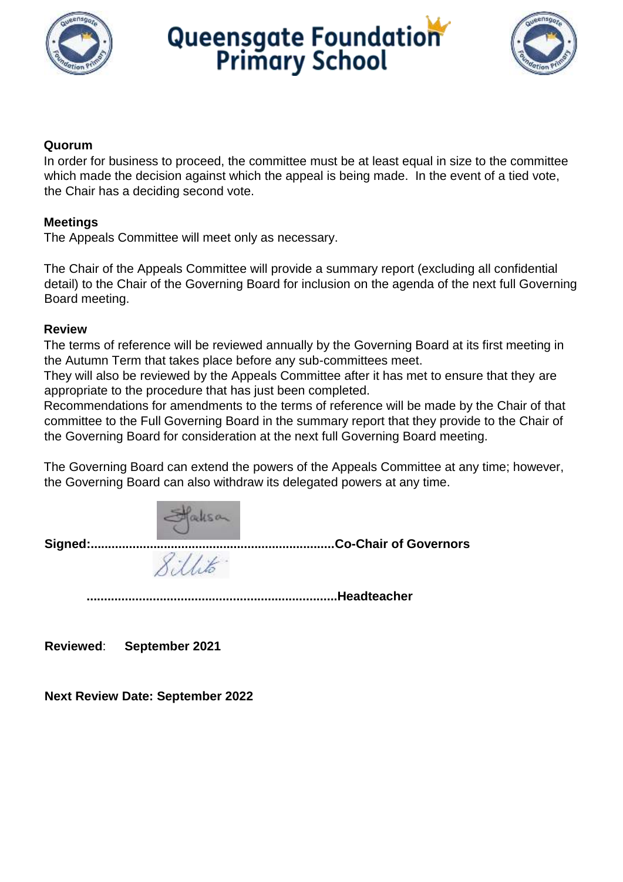### Quorum

In order for business to proceed, the committee must be at least equal in size to the committee which made the decision against which the appeal is being made. In the event of a tied vote, the Chair has a deciding second vote.

### Meetings

The Appeals Committee will meet only as necessary.

The Chair of the Appeals Committee will provide a summary report (excluding all confidential detail) to the Chair of the Governing Board for inclusion on the agenda of the next full Governing Board meeting.

### Review

The terms of reference will be reviewed annually by the Governing Board at its first meeting in the Autumn Term that takes place before any sub-committees meet.
They will also be reviewed by the Appeals Committee after it has met to ensure that they are appropriate to the procedure that has just been completed.
Recommendations for amendments to the terms of reference will be made by the Chair of that committee to the Full Governing Board in the summary report that they provide to the Chair of the Governing Board for consideration at the next full Governing Board meeting.

The Governing Board can extend the powers of the Appeals Committee at any time; however, the Governing Board can also withdraw its delegated powers at any time.

**Signed:......................................................................Co-Chair of Governors**

**........................................................................Headteacher**

**Reviewed**: **September 2021**

**Next Review Date: September 2022**